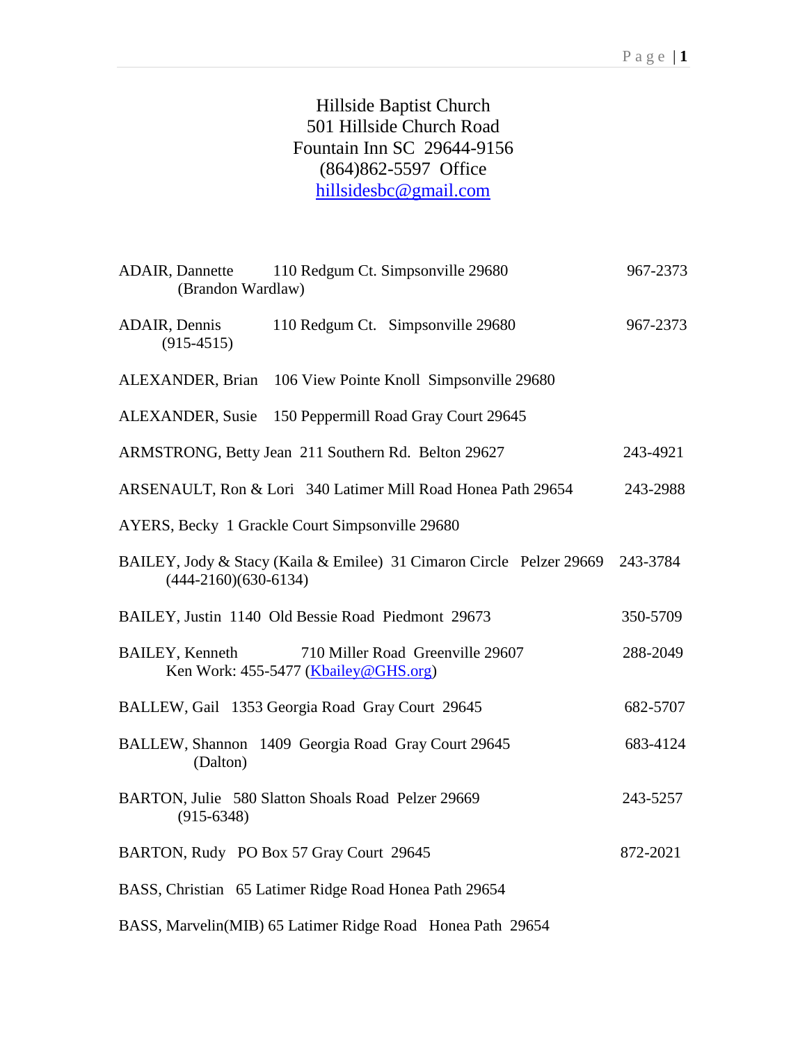Hillside Baptist Church
501 Hillside Church Road
Fountain Inn SC 29644-9156
(864)862-5597 Office
hillsidesbc@gmail.com

ADAIR, Dannette 110 Redgum Ct. Simpsonville 29680 967-2373
(Brandon Wardlaw)

ADAIR, Dennis 110 Redgum Ct. Simpsonville 29680 967-2373
(915-4515)

ALEXANDER, Brian 106 View Pointe Knoll Simpsonville 29680

ALEXANDER, Susie 150 Peppermill Road Gray Court 29645

ARMSTRONG, Betty Jean 211 Southern Rd. Belton 29627 243-4921

ARSENAULT, Ron & Lori 340 Latimer Mill Road Honea Path 29654 243-2988

AYERS, Becky 1 Grackle Court Simpsonville 29680

BAILEY, Jody & Stacy (Kaila & Emilee) 31 Cimaron Circle Pelzer 29669 243-3784
(444-2160)(630-6134)

BAILEY, Justin 1140 Old Bessie Road Piedmont 29673 350-5709

BAILEY, Kenneth 710 Miller Road Greenville 29607 288-2049
Ken Work: 455-5477 (Kbailey@GHS.org)

BALLEW, Gail 1353 Georgia Road Gray Court 29645 682-5707

BALLEW, Shannon 1409 Georgia Road Gray Court 29645 683-4124
(Dalton)

BARTON, Julie 580 Slatton Shoals Road Pelzer 29669 243-5257
(915-6348)

BARTON, Rudy PO Box 57 Gray Court 29645 872-2021

BASS, Christian 65 Latimer Ridge Road Honea Path 29654

BASS, Marvelin(MIB) 65 Latimer Ridge Road Honea Path 29654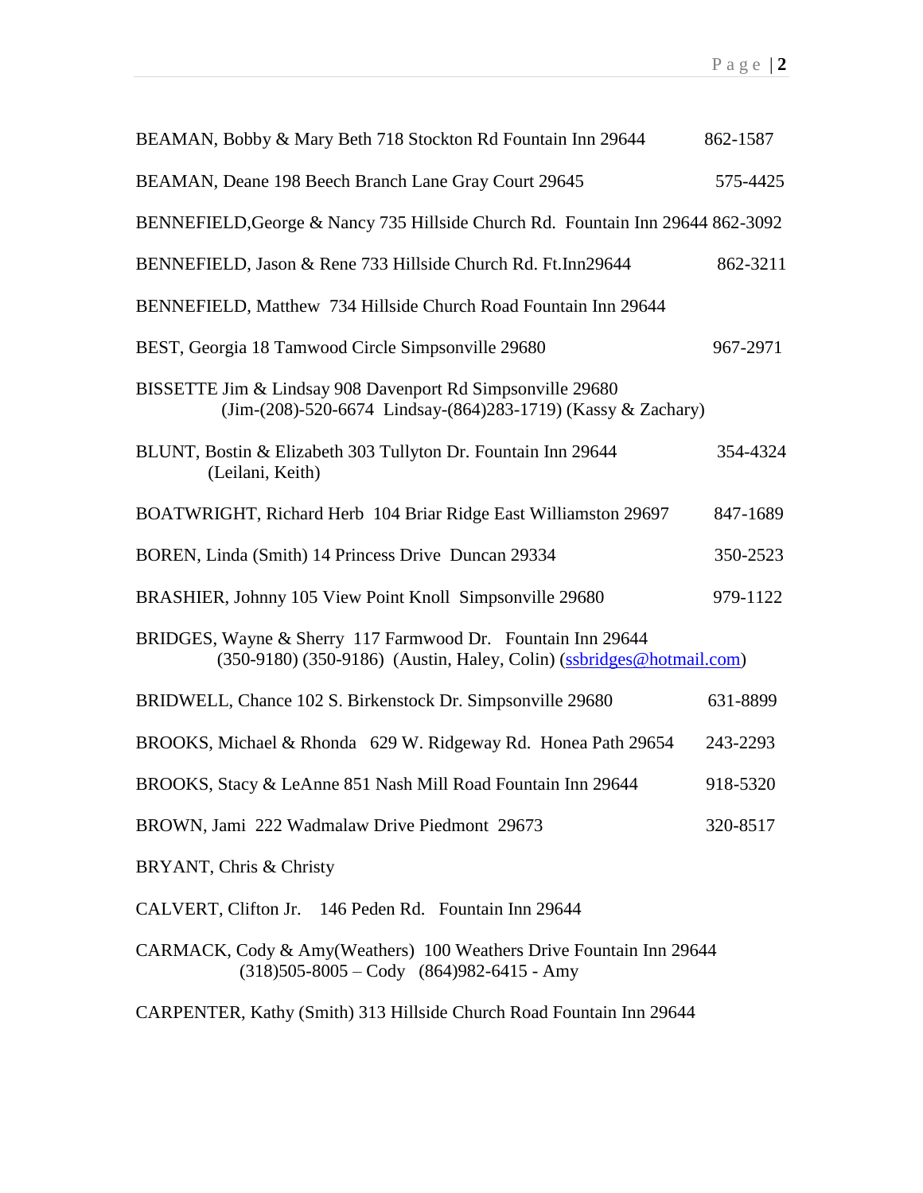BEAMAN, Bobby & Mary Beth 718 Stockton Rd Fountain Inn 29644 862-1587

BEAMAN, Deane 198 Beech Branch Lane Gray Court 29645 575-4425

BENNEFIELD,George & Nancy 735 Hillside Church Rd. Fountain Inn 29644 862-3092

BENNEFIELD, Jason & Rene 733 Hillside Church Rd. Ft.Inn29644 862-3211

BENNEFIELD, Matthew 734 Hillside Church Road Fountain Inn 29644

BEST, Georgia 18 Tamwood Circle Simpsonville 29680 967-2971

BISSETTE Jim & Lindsay 908 Davenport Rd Simpsonville 29680
(Jim-(208)-520-6674 Lindsay-(864)283-1719) (Kassy & Zachary)

BLUNT, Bostin & Elizabeth 303 Tullyton Dr. Fountain Inn 29644 354-4324
(Leilani, Keith)

BOATWRIGHT, Richard Herb 104 Briar Ridge East Williamston 29697 847-1689

BOREN, Linda (Smith) 14 Princess Drive Duncan 29334 350-2523

BRASHIER, Johnny 105 View Point Knoll Simpsonville 29680 979-1122

BRIDGES, Wayne & Sherry 117 Farmwood Dr. Fountain Inn 29644
(350-9180) (350-9186) (Austin, Haley, Colin) (ssbridges@hotmail.com)

BRIDWELL, Chance 102 S. Birkenstock Dr. Simpsonville 29680 631-8899

BROOKS, Michael & Rhonda 629 W. Ridgeway Rd. Honea Path 29654 243-2293

BROOKS, Stacy & LeAnne 851 Nash Mill Road Fountain Inn 29644 918-5320

BROWN, Jami 222 Wadmalaw Drive Piedmont 29673 320-8517

BRYANT, Chris & Christy

CALVERT, Clifton Jr. 146 Peden Rd. Fountain Inn 29644

CARMACK, Cody & Amy(Weathers) 100 Weathers Drive Fountain Inn 29644
(318)505-8005 – Cody (864)982-6415 - Amy

CARPENTER, Kathy (Smith) 313 Hillside Church Road Fountain Inn 29644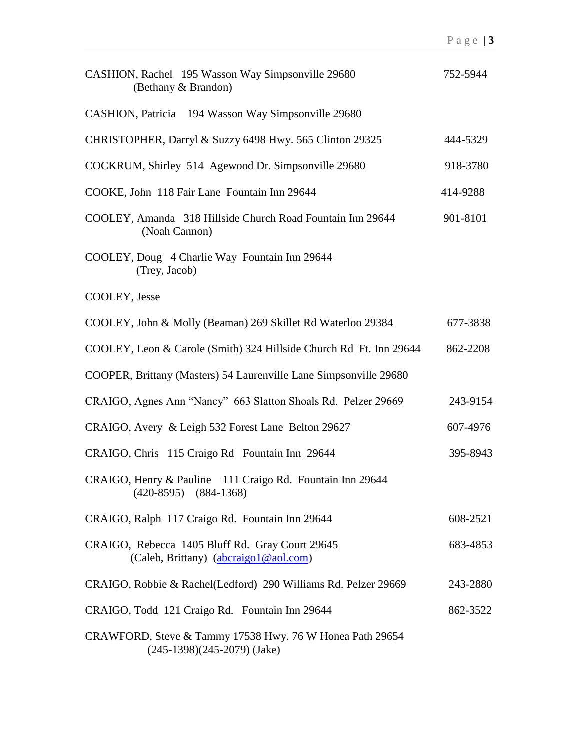CASHION, Rachel 195 Wasson Way Simpsonville 29680 752-5944
(Bethany & Brandon)

CASHION, Patricia 194 Wasson Way Simpsonville 29680

CHRISTOPHER, Darryl & Suzzy 6498 Hwy. 565 Clinton 29325 444-5329

COCKRUM, Shirley 514 Agewood Dr. Simpsonville 29680 918-3780

COOKE, John 118 Fair Lane Fountain Inn 29644 414-9288

COOLEY, Amanda 318 Hillside Church Road Fountain Inn 29644 901-8101
(Noah Cannon)

COOLEY, Doug 4 Charlie Way Fountain Inn 29644
(Trey, Jacob)

COOLEY, Jesse

COOLEY, John & Molly (Beaman) 269 Skillet Rd Waterloo 29384 677-3838

COOLEY, Leon & Carole (Smith) 324 Hillside Church Rd Ft. Inn 29644 862-2208

COOPER, Brittany (Masters) 54 Laurenville Lane Simpsonville 29680

CRAIGO, Agnes Ann "Nancy" 663 Slatton Shoals Rd. Pelzer 29669 243-9154

CRAIGO, Avery & Leigh 532 Forest Lane Belton 29627 607-4976

CRAIGO, Chris 115 Craigo Rd Fountain Inn 29644 395-8943

CRAIGO, Henry & Pauline 111 Craigo Rd. Fountain Inn 29644
(420-8595) (884-1368)

CRAIGO, Ralph 117 Craigo Rd. Fountain Inn 29644 608-2521

CRAIGO, Rebecca 1405 Bluff Rd. Gray Court 29645 683-4853
(Caleb, Brittany) (abcraigo1@aol.com)

CRAIGO, Robbie & Rachel(Ledford) 290 Williams Rd. Pelzer 29669 243-2880

CRAIGO, Todd 121 Craigo Rd. Fountain Inn 29644 862-3522

CRAWFORD, Steve & Tammy 17538 Hwy. 76 W Honea Path 29654
(245-1398)(245-2079) (Jake)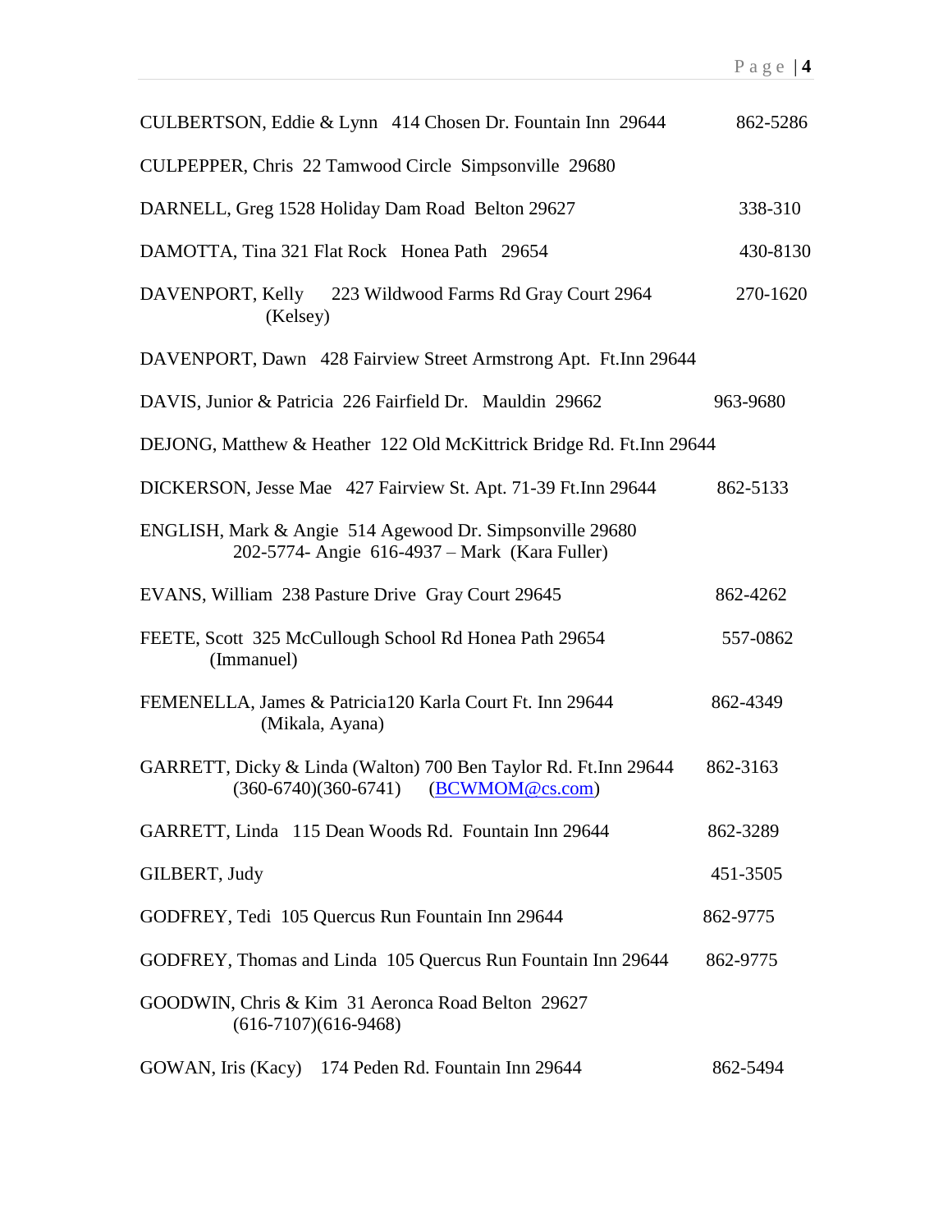CULBERTSON, Eddie & Lynn   414 Chosen Dr. Fountain Inn  29644   862-5286

CULPEPPER, Chris  22 Tamwood Circle  Simpsonville  29680

DARNELL, Greg 1528 Holiday Dam Road  Belton 29627   338-310

DAMOTTA, Tina 321 Flat Rock   Honea Path   29654   430-8130

DAVENPORT, Kelly   223 Wildwood Farms Rd Gray Court 2964   270-1620
(Kelsey)

DAVENPORT, Dawn   428 Fairview Street Armstrong Apt.  Ft.Inn 29644

DAVIS, Junior & Patricia  226 Fairfield Dr.   Mauldin  29662   963-9680

DEJONG, Matthew & Heather  122 Old McKittrick Bridge Rd. Ft.Inn 29644

DICKERSON, Jesse Mae   427 Fairview St. Apt. 71-39 Ft.Inn 29644   862-5133

ENGLISH, Mark & Angie  514 Agewood Dr. Simpsonville 29680
202-5774- Angie  616-4937 – Mark  (Kara Fuller)

EVANS, William  238 Pasture Drive  Gray Court 29645   862-4262

FEETE, Scott  325 McCullough School Rd Honea Path 29654   557-0862
(Immanuel)

FEMENELLA, James & Patricia120 Karla Court Ft. Inn 29644   862-4349
(Mikala, Ayana)

GARRETT, Dicky & Linda (Walton) 700 Ben Taylor Rd. Ft.Inn 29644   862-3163
(360-6740)(360-6741)   (BCWMOM@cs.com)

GARRETT, Linda   115 Dean Woods Rd.  Fountain Inn 29644   862-3289

GILBERT, Judy   451-3505

GODFREY, Tedi  105 Quercus Run Fountain Inn 29644   862-9775

GODFREY, Thomas and Linda  105 Quercus Run Fountain Inn 29644   862-9775

GOODWIN, Chris & Kim  31 Aeronca Road Belton  29627
(616-7107)(616-9468)

GOWAN, Iris (Kacy)   174 Peden Rd. Fountain Inn 29644   862-5494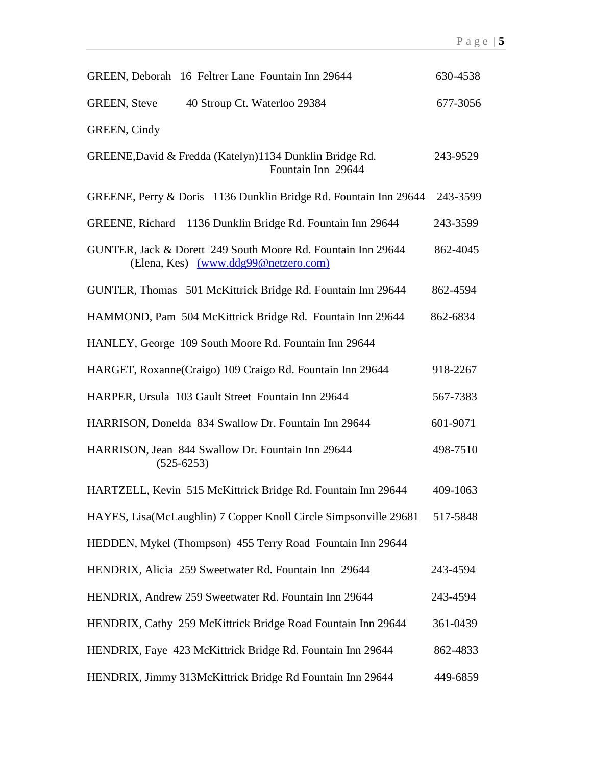GREEN, Deborah   16 Feltrer Lane  Fountain Inn 29644   630-4538

GREEN, Steve   40 Stroup Ct. Waterloo 29384   677-3056

GREEN, Cindy

GREENE,David & Fredda (Katelyn)1134 Dunklin Bridge Rd. Fountain Inn 29644   243-9529

GREENE, Perry & Doris   1136 Dunklin Bridge Rd. Fountain Inn 29644   243-3599

GREENE, Richard   1136 Dunklin Bridge Rd. Fountain Inn 29644   243-3599

GUNTER, Jack & Dorett  249 South Moore Rd. Fountain Inn 29644   862-4045
(Elena, Kes)  (www.ddg99@netzero.com)

GUNTER, Thomas   501 McKittrick Bridge Rd. Fountain Inn 29644   862-4594

HAMMOND, Pam  504 McKittrick Bridge Rd.  Fountain Inn 29644   862-6834

HANLEY, George  109 South Moore Rd. Fountain Inn 29644

HARGET, Roxanne(Craigo) 109 Craigo Rd. Fountain Inn 29644   918-2267

HARPER, Ursula  103 Gault Street  Fountain Inn 29644   567-7383

HARRISON, Donelda  834 Swallow Dr. Fountain Inn 29644   601-9071

HARRISON, Jean  844 Swallow Dr. Fountain Inn 29644   498-7510
(525-6253)

HARTZELL, Kevin  515 McKittrick Bridge Rd. Fountain Inn 29644   409-1063

HAYES, Lisa(McLaughlin) 7 Copper Knoll Circle Simpsonville 29681   517-5848

HEDDEN, Mykel (Thompson)  455 Terry Road  Fountain Inn 29644

HENDRIX, Alicia  259 Sweetwater Rd. Fountain Inn  29644   243-4594

HENDRIX, Andrew 259 Sweetwater Rd. Fountain Inn 29644   243-4594

HENDRIX, Cathy  259 McKittrick Bridge Road Fountain Inn 29644   361-0439

HENDRIX, Faye  423 McKittrick Bridge Rd. Fountain Inn 29644   862-4833

HENDRIX, Jimmy 313McKittrick Bridge Rd Fountain Inn 29644   449-6859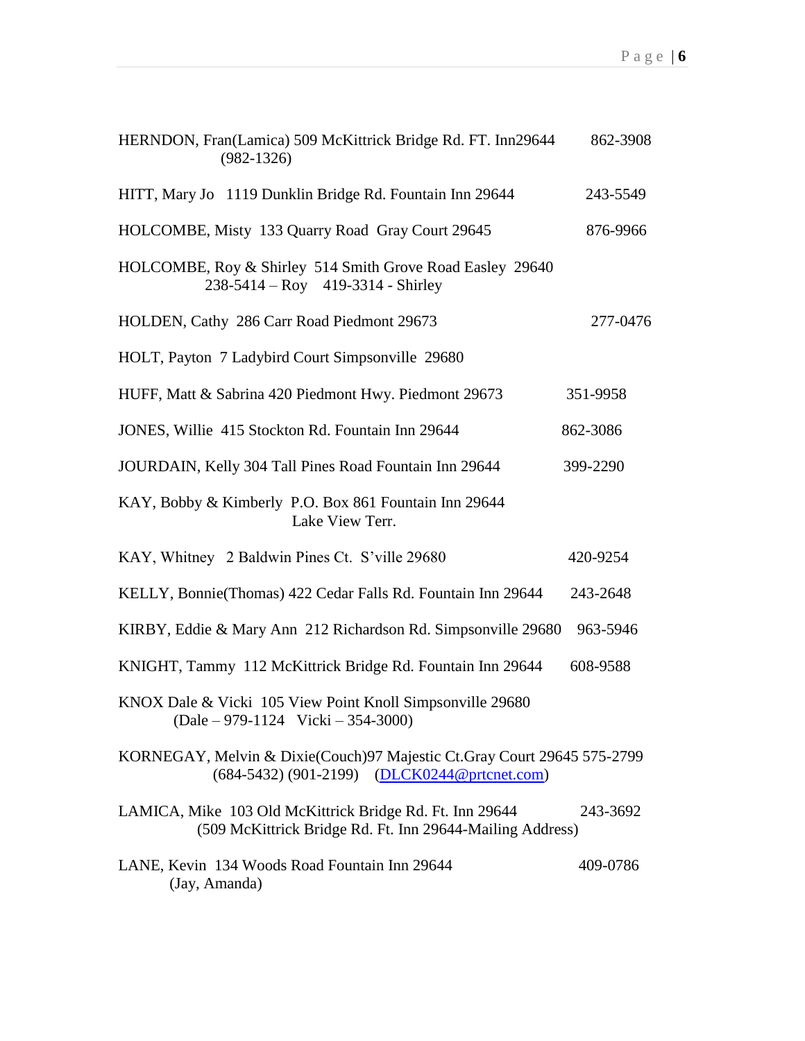HERNDON, Fran(Lamica) 509 McKittrick Bridge Rd. FT. Inn29644 862-3908
(982-1326)

HITT, Mary Jo 1119 Dunklin Bridge Rd. Fountain Inn 29644 243-5549

HOLCOMBE, Misty 133 Quarry Road Gray Court 29645 876-9966

HOLCOMBE, Roy & Shirley 514 Smith Grove Road Easley 29640
238-5414 – Roy 419-3314 - Shirley

HOLDEN, Cathy 286 Carr Road Piedmont 29673 277-0476

HOLT, Payton 7 Ladybird Court Simpsonville 29680

HUFF, Matt & Sabrina 420 Piedmont Hwy. Piedmont 29673 351-9958

JONES, Willie 415 Stockton Rd. Fountain Inn 29644 862-3086

JOURDAIN, Kelly 304 Tall Pines Road Fountain Inn 29644 399-2290

KAY, Bobby & Kimberly P.O. Box 861 Fountain Inn 29644
Lake View Terr.

KAY, Whitney 2 Baldwin Pines Ct. S'ville 29680 420-9254

KELLY, Bonnie(Thomas) 422 Cedar Falls Rd. Fountain Inn 29644 243-2648

KIRBY, Eddie & Mary Ann 212 Richardson Rd. Simpsonville 29680 963-5946

KNIGHT, Tammy 112 McKittrick Bridge Rd. Fountain Inn 29644 608-9588

KNOX Dale & Vicki 105 View Point Knoll Simpsonville 29680
(Dale – 979-1124 Vicki – 354-3000)

KORNEGAY, Melvin & Dixie(Couch)97 Majestic Ct.Gray Court 29645 575-2799
(684-5432) (901-2199) (DLCK0244@prtcnet.com)

LAMICA, Mike 103 Old McKittrick Bridge Rd. Ft. Inn 29644 243-3692
(509 McKittrick Bridge Rd. Ft. Inn 29644-Mailing Address)

LANE, Kevin 134 Woods Road Fountain Inn 29644 409-0786
(Jay, Amanda)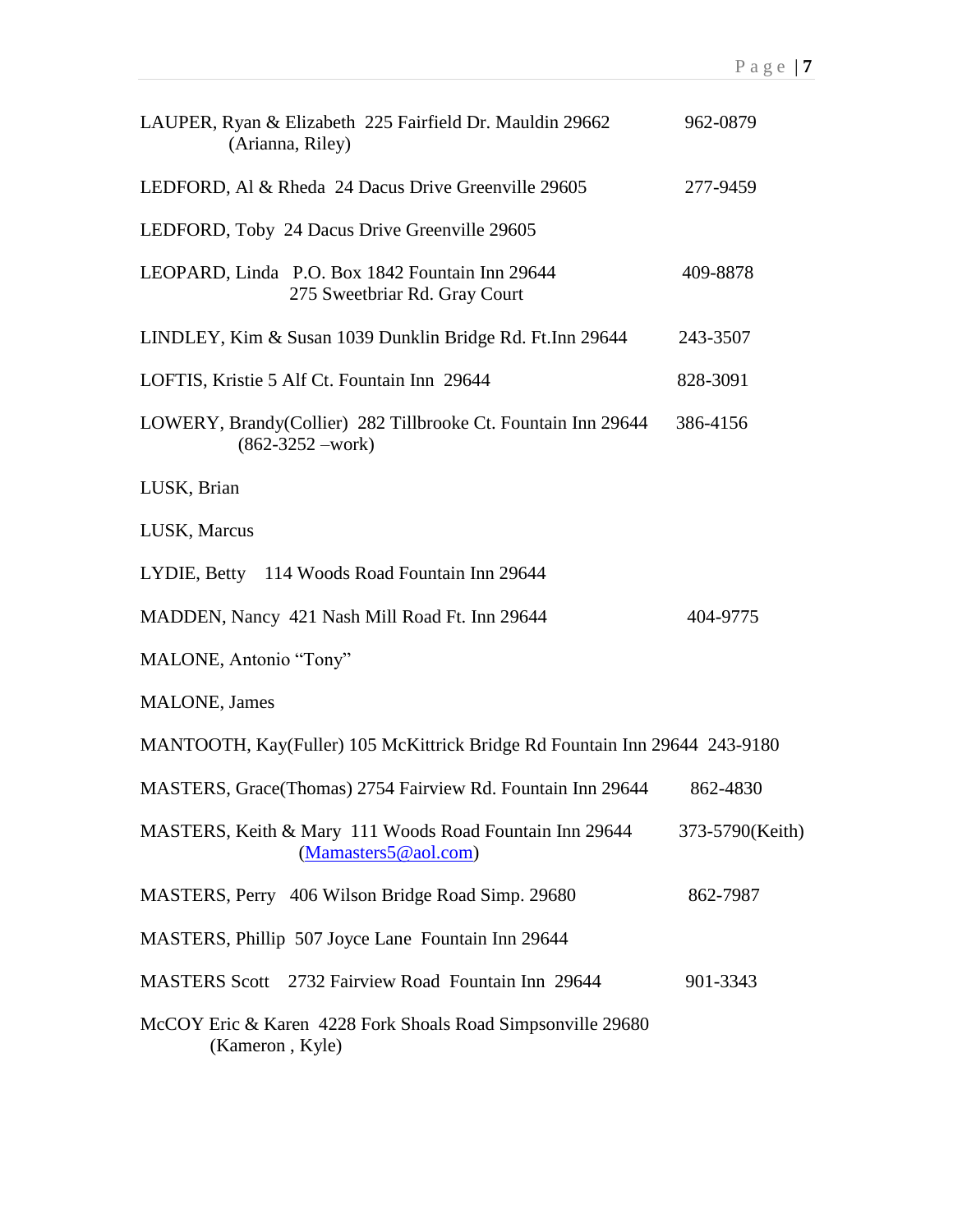LAUPER, Ryan & Elizabeth 225 Fairfield Dr. Mauldin 29662 962-0879
(Arianna, Riley)

LEDFORD, Al & Rheda 24 Dacus Drive Greenville 29605 277-9459

LEDFORD, Toby 24 Dacus Drive Greenville 29605

LEOPARD, Linda P.O. Box 1842 Fountain Inn 29644 409-8878
275 Sweetbriar Rd. Gray Court

LINDLEY, Kim & Susan 1039 Dunklin Bridge Rd. Ft.Inn 29644 243-3507

LOFTIS, Kristie 5 Alf Ct. Fountain Inn 29644 828-3091

LOWERY, Brandy(Collier) 282 Tillbrooke Ct. Fountain Inn 29644 386-4156
(862-3252 –work)

LUSK, Brian

LUSK, Marcus

LYDIE, Betty 114 Woods Road Fountain Inn 29644

MADDEN, Nancy 421 Nash Mill Road Ft. Inn 29644 404-9775

MALONE, Antonio "Tony"

MALONE, James

MANTOOTH, Kay(Fuller) 105 McKittrick Bridge Rd Fountain Inn 29644 243-9180

MASTERS, Grace(Thomas) 2754 Fairview Rd. Fountain Inn 29644 862-4830

MASTERS, Keith & Mary 111 Woods Road Fountain Inn 29644 373-5790(Keith)
(Mamasters5@aol.com)

MASTERS, Perry 406 Wilson Bridge Road Simp. 29680 862-7987

MASTERS, Phillip 507 Joyce Lane Fountain Inn 29644

MASTERS Scott 2732 Fairview Road Fountain Inn 29644 901-3343

McCOY Eric & Karen 4228 Fork Shoals Road Simpsonville 29680
(Kameron , Kyle)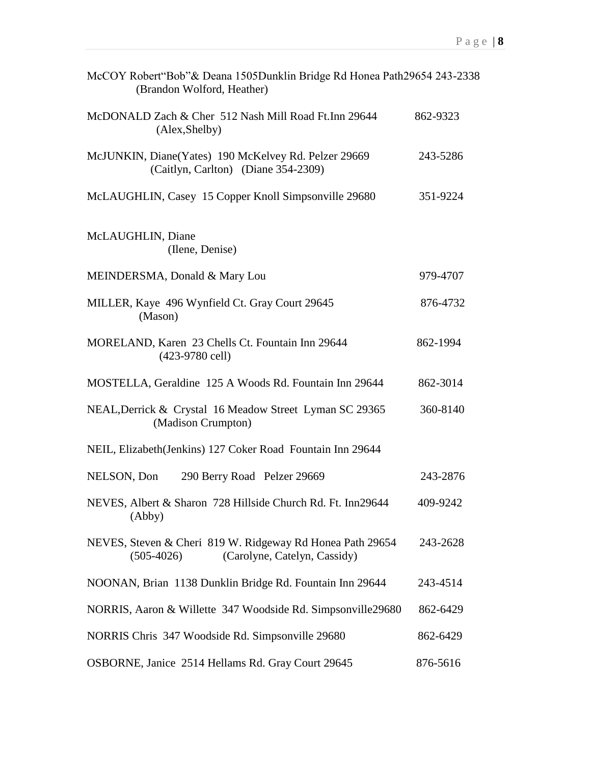McCOY Robert“Bob”& Deana 1505Dunklin Bridge Rd Honea Path29654 243-2338
(Brandon Wolford, Heather)

McDONALD Zach & Cher 512 Nash Mill Road Ft.Inn 29644 862-9323
(Alex,Shelby)

McJUNKIN, Diane(Yates) 190 McKelvey Rd. Pelzer 29669 243-5286
(Caitlyn, Carlton) (Diane 354-2309)

McLAUGHLIN, Casey 15 Copper Knoll Simpsonville 29680 351-9224

McLAUGHLIN, Diane
(Ilene, Denise)

MEINDERSMA, Donald & Mary Lou 979-4707

MILLER, Kaye 496 Wynfield Ct. Gray Court 29645 876-4732
(Mason)

MORELAND, Karen 23 Chells Ct. Fountain Inn 29644 862-1994
(423-9780 cell)

MOSTELLA, Geraldine 125 A Woods Rd. Fountain Inn 29644 862-3014

NEAL,Derrick & Crystal 16 Meadow Street Lyman SC 29365 360-8140
(Madison Crumpton)

NEIL, Elizabeth(Jenkins) 127 Coker Road Fountain Inn 29644

NELSON, Don 290 Berry Road Pelzer 29669 243-2876

NEVES, Albert & Sharon 728 Hillside Church Rd. Ft. Inn29644 409-9242
(Abby)

NEVES, Steven & Cheri 819 W. Ridgeway Rd Honea Path 29654 243-2628
(505-4026) (Carolyne, Catelyn, Cassidy)

NOONAN, Brian 1138 Dunklin Bridge Rd. Fountain Inn 29644 243-4514

NORRIS, Aaron & Willette 347 Woodside Rd. Simpsonville29680 862-6429

NORRIS Chris 347 Woodside Rd. Simpsonville 29680 862-6429

OSBORNE, Janice 2514 Hellams Rd. Gray Court 29645 876-5616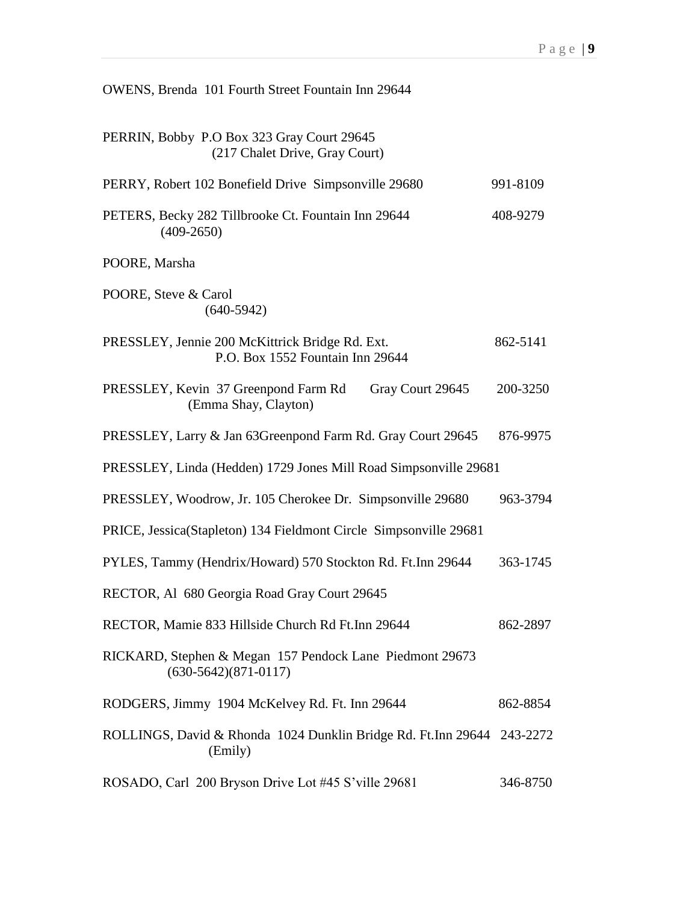OWENS, Brenda  101 Fourth Street Fountain Inn 29644

PERRIN, Bobby  P.O Box 323 Gray Court 29645
(217 Chalet Drive, Gray Court)

PERRY, Robert 102 Bonefield Drive  Simpsonville 29680  991-8109

PETERS, Becky 282 Tillbrooke Ct. Fountain Inn 29644  408-9279
(409-2650)

POORE, Marsha

POORE, Steve & Carol
(640-5942)

PRESSLEY, Jennie 200 McKittrick Bridge Rd. Ext.  862-5141
P.O. Box 1552 Fountain Inn 29644

PRESSLEY, Kevin  37 Greenpond Farm Rd  Gray Court 29645  200-3250
(Emma Shay, Clayton)

PRESSLEY, Larry & Jan 63Greenpond Farm Rd. Gray Court 29645  876-9975

PRESSLEY, Linda (Hedden) 1729 Jones Mill Road Simpsonville 29681

PRESSLEY, Woodrow, Jr. 105 Cherokee Dr.  Simpsonville 29680  963-3794

PRICE, Jessica(Stapleton) 134 Fieldmont Circle  Simpsonville 29681

PYLES, Tammy (Hendrix/Howard) 570 Stockton Rd. Ft.Inn 29644  363-1745

RECTOR, Al  680 Georgia Road Gray Court 29645

RECTOR, Mamie 833 Hillside Church Rd Ft.Inn 29644  862-2897

RICKARD, Stephen & Megan  157 Pendock Lane  Piedmont 29673
(630-5642)(871-0117)

RODGERS, Jimmy  1904 McKelvey Rd. Ft. Inn 29644  862-8854

ROLLINGS, David & Rhonda  1024 Dunklin Bridge Rd. Ft.Inn 29644  243-2272
(Emily)

ROSADO, Carl  200 Bryson Drive Lot #45 S'ville 29681  346-8750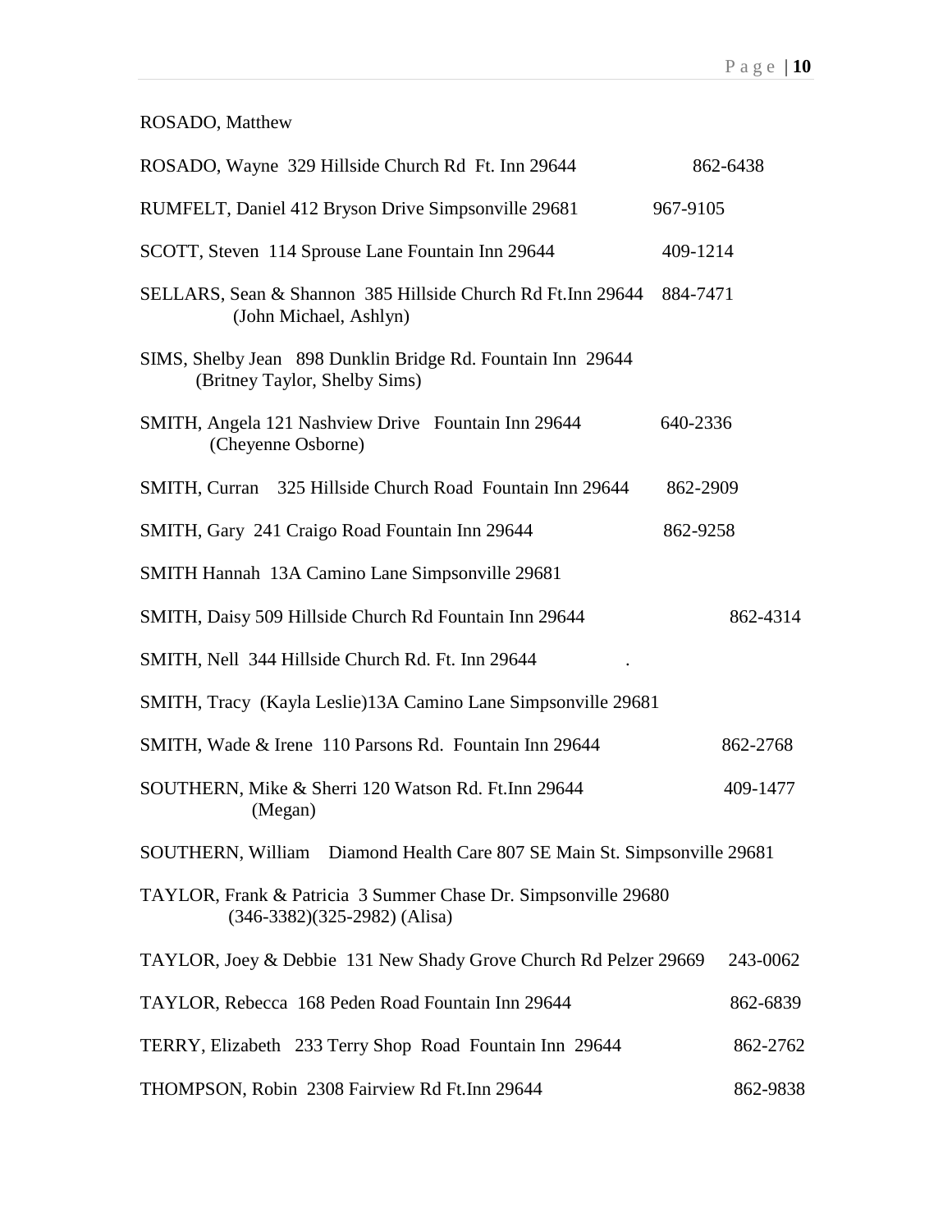ROSADO, Matthew

ROSADO, Wayne 329 Hillside Church Rd Ft. Inn 29644 862-6438

RUMFELT, Daniel 412 Bryson Drive Simpsonville 29681 967-9105

SCOTT, Steven 114 Sprouse Lane Fountain Inn 29644 409-1214

SELLARS, Sean & Shannon 385 Hillside Church Rd Ft.Inn 29644 884-7471
(John Michael, Ashlyn)

SIMS, Shelby Jean 898 Dunklin Bridge Rd. Fountain Inn 29644
(Britney Taylor, Shelby Sims)

SMITH, Angela 121 Nashview Drive Fountain Inn 29644 640-2336
(Cheyenne Osborne)

SMITH, Curran 325 Hillside Church Road Fountain Inn 29644 862-2909

SMITH, Gary 241 Craigo Road Fountain Inn 29644 862-9258

SMITH Hannah 13A Camino Lane Simpsonville 29681

SMITH, Daisy 509 Hillside Church Rd Fountain Inn 29644 862-4314

SMITH, Nell 344 Hillside Church Rd. Ft. Inn 29644 .

SMITH, Tracy (Kayla Leslie)13A Camino Lane Simpsonville 29681

SMITH, Wade & Irene 110 Parsons Rd. Fountain Inn 29644 862-2768

SOUTHERN, Mike & Sherri 120 Watson Rd. Ft.Inn 29644 409-1477
(Megan)

SOUTHERN, William Diamond Health Care 807 SE Main St. Simpsonville 29681

TAYLOR, Frank & Patricia 3 Summer Chase Dr. Simpsonville 29680
(346-3382)(325-2982) (Alisa)

TAYLOR, Joey & Debbie 131 New Shady Grove Church Rd Pelzer 29669 243-0062

TAYLOR, Rebecca 168 Peden Road Fountain Inn 29644 862-6839

TERRY, Elizabeth 233 Terry Shop Road Fountain Inn 29644 862-2762

THOMPSON, Robin 2308 Fairview Rd Ft.Inn 29644 862-9838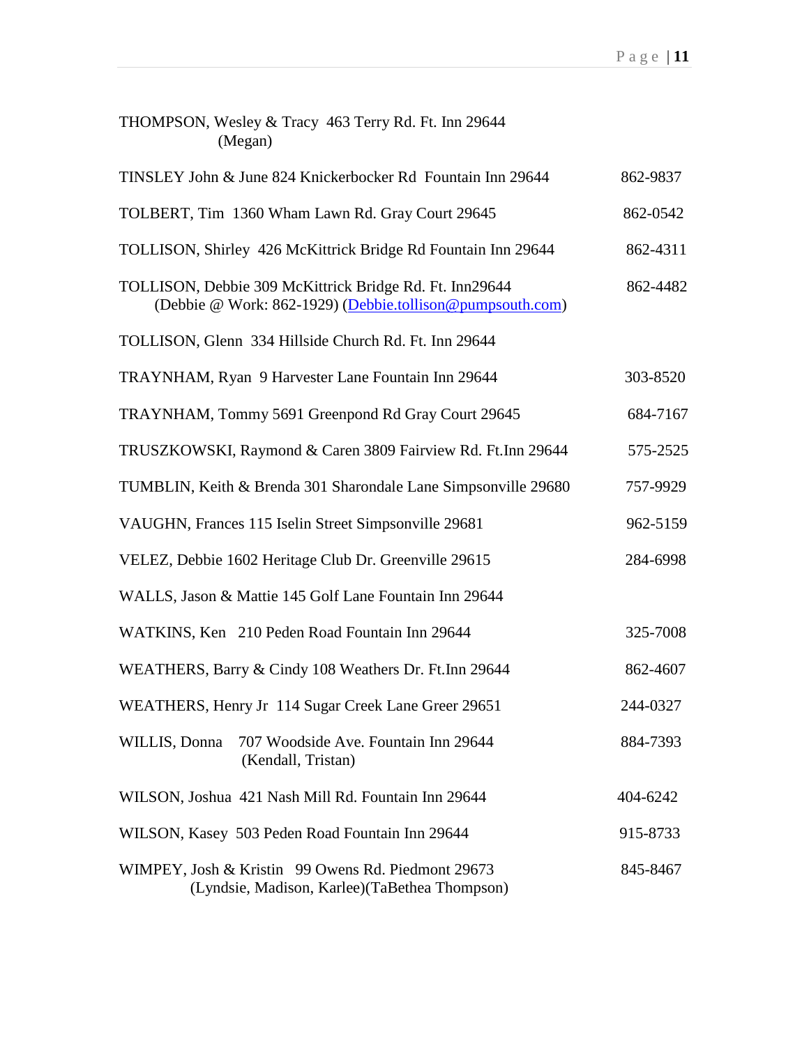THOMPSON, Wesley & Tracy  463 Terry Rd. Ft. Inn 29644
(Megan)

TINSLEY John & June 824 Knickerbocker Rd  Fountain Inn 29644 862-9837

TOLBERT, Tim  1360 Wham Lawn Rd. Gray Court 29645 862-0542

TOLLISON, Shirley  426 McKittrick Bridge Rd Fountain Inn 29644 862-4311

TOLLISON, Debbie 309 McKittrick Bridge Rd. Ft. Inn29644 862-4482
(Debbie @ Work: 862-1929) (Debbie.tollison@pumpsouth.com)

TOLLISON, Glenn  334 Hillside Church Rd. Ft. Inn 29644

TRAYNHAM, Ryan  9 Harvester Lane Fountain Inn 29644 303-8520

TRAYNHAM, Tommy 5691 Greenpond Rd Gray Court 29645 684-7167

TRUSZKOWSKI, Raymond & Caren 3809 Fairview Rd. Ft.Inn 29644 575-2525

TUMBLIN, Keith & Brenda 301 Sharondale Lane Simpsonville 29680 757-9929

VAUGHN, Frances 115 Iselin Street Simpsonville 29681 962-5159

VELEZ, Debbie 1602 Heritage Club Dr. Greenville 29615 284-6998

WALLS, Jason & Mattie 145 Golf Lane Fountain Inn 29644

WATKINS, Ken   210 Peden Road Fountain Inn 29644 325-7008

WEATHERS, Barry & Cindy 108 Weathers Dr. Ft.Inn 29644 862-4607

WEATHERS, Henry Jr  114 Sugar Creek Lane Greer 29651 244-0327

WILLIS, Donna    707 Woodside Ave. Fountain Inn 29644 884-7393
(Kendall, Tristan)

WILSON, Joshua  421 Nash Mill Rd. Fountain Inn 29644 404-6242

WILSON, Kasey  503 Peden Road Fountain Inn 29644 915-8733

WIMPEY, Josh & Kristin   99 Owens Rd. Piedmont 29673 845-8467
(Lyndsie, Madison, Karlee)(TaBethea Thompson)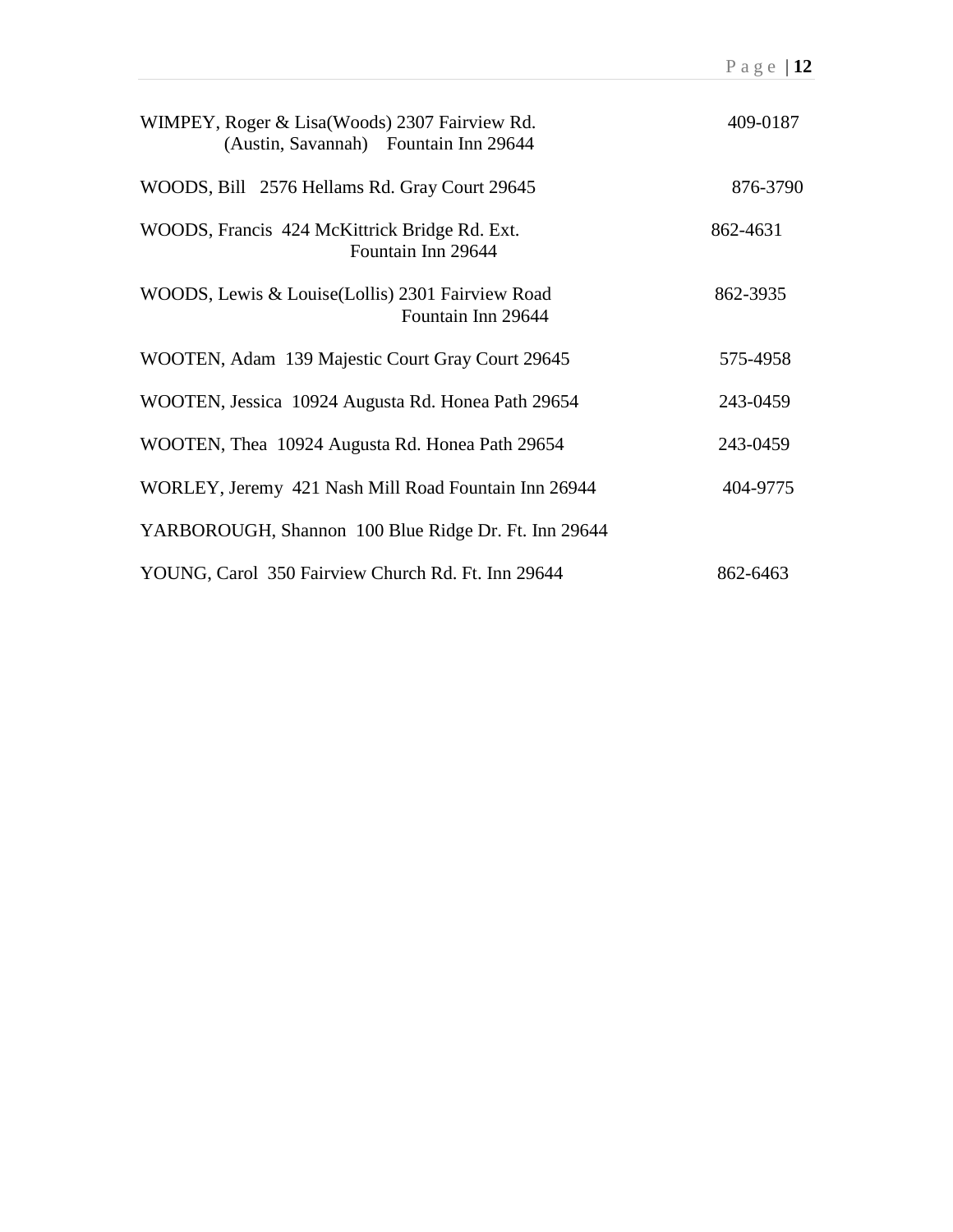WIMPEY, Roger & Lisa(Woods) 2307 Fairview Rd. 409-0187
(Austin, Savannah) Fountain Inn 29644

WOODS, Bill 2576 Hellams Rd. Gray Court 29645 876-3790

WOODS, Francis 424 McKittrick Bridge Rd. Ext. 862-4631
Fountain Inn 29644

WOODS, Lewis & Louise(Lollis) 2301 Fairview Road 862-3935
Fountain Inn 29644

WOOTEN, Adam 139 Majestic Court Gray Court 29645 575-4958

WOOTEN, Jessica 10924 Augusta Rd. Honea Path 29654 243-0459

WOOTEN, Thea 10924 Augusta Rd. Honea Path 29654 243-0459

WORLEY, Jeremy 421 Nash Mill Road Fountain Inn 26944 404-9775

YARBOROUGH, Shannon 100 Blue Ridge Dr. Ft. Inn 29644

YOUNG, Carol 350 Fairview Church Rd. Ft. Inn 29644 862-6463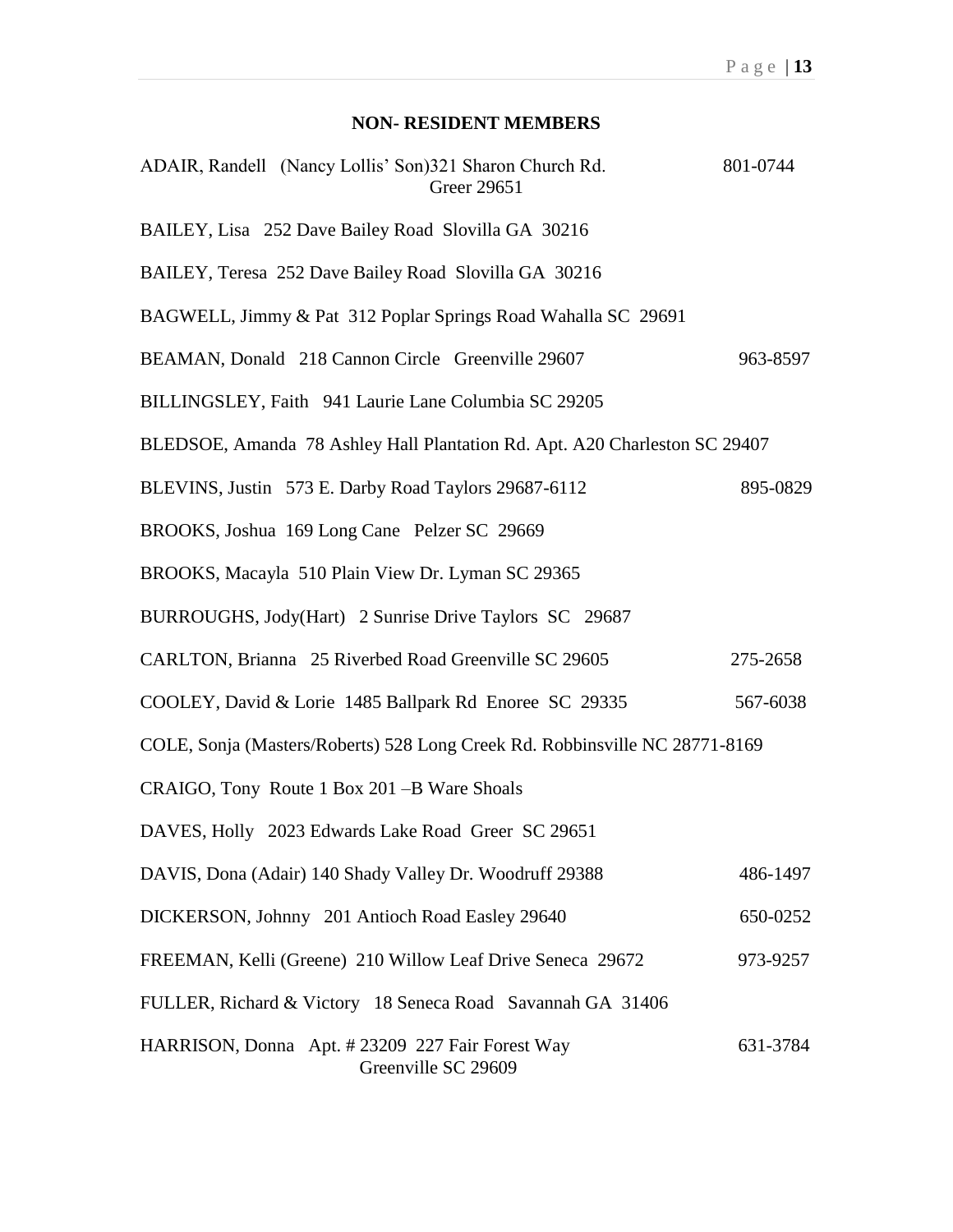## NON- RESIDENT MEMBERS

ADAIR, Randell (Nancy Lollis' Son)321 Sharon Church Rd. Greer 29651 — 801-0744

BAILEY, Lisa 252 Dave Bailey Road Slovilla GA 30216

BAILEY, Teresa 252 Dave Bailey Road Slovilla GA 30216

BAGWELL, Jimmy & Pat 312 Poplar Springs Road Wahalla SC 29691

BEAMAN, Donald 218 Cannon Circle Greenville 29607 — 963-8597

BILLINGSLEY, Faith 941 Laurie Lane Columbia SC 29205

BLEDSOE, Amanda 78 Ashley Hall Plantation Rd. Apt. A20 Charleston SC 29407

BLEVINS, Justin 573 E. Darby Road Taylors 29687-6112 — 895-0829

BROOKS, Joshua 169 Long Cane Pelzer SC 29669

BROOKS, Macayla 510 Plain View Dr. Lyman SC 29365

BURROUGHS, Jody(Hart) 2 Sunrise Drive Taylors SC 29687

CARLTON, Brianna 25 Riverbed Road Greenville SC 29605 — 275-2658

COOLEY, David & Lorie 1485 Ballpark Rd Enoree SC 29335 — 567-6038

COLE, Sonja (Masters/Roberts) 528 Long Creek Rd. Robbinsville NC 28771-8169

CRAIGO, Tony Route 1 Box 201 –B Ware Shoals

DAVES, Holly 2023 Edwards Lake Road Greer SC 29651

DAVIS, Dona (Adair) 140 Shady Valley Dr. Woodruff 29388 — 486-1497

DICKERSON, Johnny 201 Antioch Road Easley 29640 — 650-0252

FREEMAN, Kelli (Greene) 210 Willow Leaf Drive Seneca 29672 — 973-9257

FULLER, Richard & Victory 18 Seneca Road Savannah GA 31406

HARRISON, Donna Apt. # 23209 227 Fair Forest Way Greenville SC 29609 — 631-3784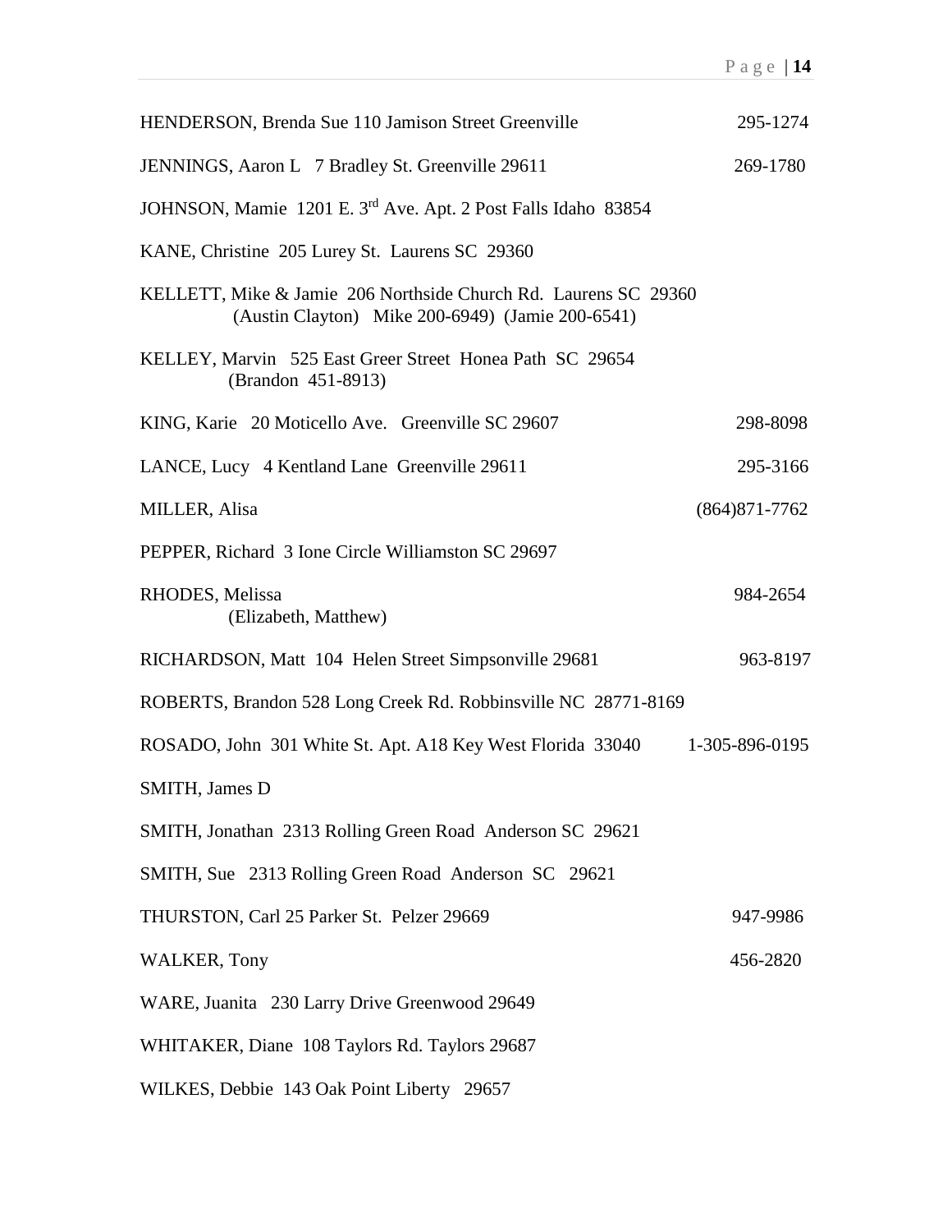HENDERSON, Brenda Sue 110 Jamison Street Greenville 295-1274

JENNINGS, Aaron L 7 Bradley St. Greenville 29611 269-1780

JOHNSON, Mamie 1201 E. 3rd Ave. Apt. 2 Post Falls Idaho 83854

KANE, Christine 205 Lurey St. Laurens SC 29360

KELLETT, Mike & Jamie 206 Northside Church Rd. Laurens SC 29360
(Austin Clayton) Mike 200-6949) (Jamie 200-6541)

KELLEY, Marvin 525 East Greer Street Honea Path SC 29654
(Brandon 451-8913)

KING, Karie 20 Moticello Ave. Greenville SC 29607 298-8098

LANCE, Lucy 4 Kentland Lane Greenville 29611 295-3166

MILLER, Alisa (864)871-7762

PEPPER, Richard 3 Ione Circle Williamston SC 29697

RHODES, Melissa 984-2654
(Elizabeth, Matthew)

RICHARDSON, Matt 104 Helen Street Simpsonville 29681 963-8197

ROBERTS, Brandon 528 Long Creek Rd. Robbinsville NC 28771-8169

ROSADO, John 301 White St. Apt. A18 Key West Florida 33040 1-305-896-0195

SMITH, James D

SMITH, Jonathan 2313 Rolling Green Road Anderson SC 29621

SMITH, Sue 2313 Rolling Green Road Anderson SC 29621

THURSTON, Carl 25 Parker St. Pelzer 29669 947-9986

WALKER, Tony 456-2820

WARE, Juanita 230 Larry Drive Greenwood 29649

WHITAKER, Diane 108 Taylors Rd. Taylors 29687

WILKES, Debbie 143 Oak Point Liberty 29657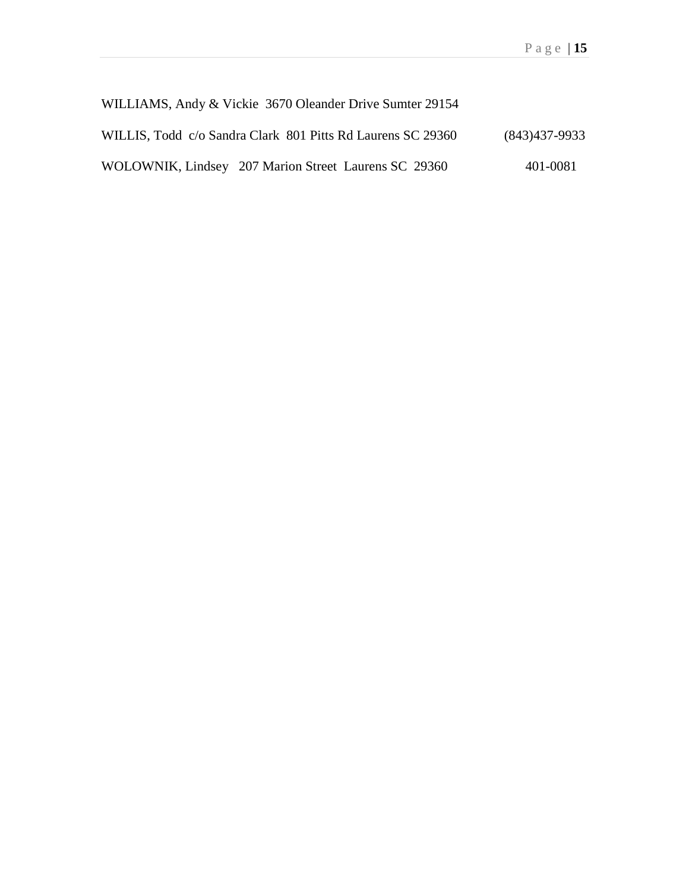WILLIAMS, Andy & Vickie 3670 Oleander Drive Sumter 29154

WILLIS, Todd c/o Sandra Clark 801 Pitts Rd Laurens SC 29360 (843)437-9933

WOLOWNIK, Lindsey 207 Marion Street Laurens SC 29360 401-0081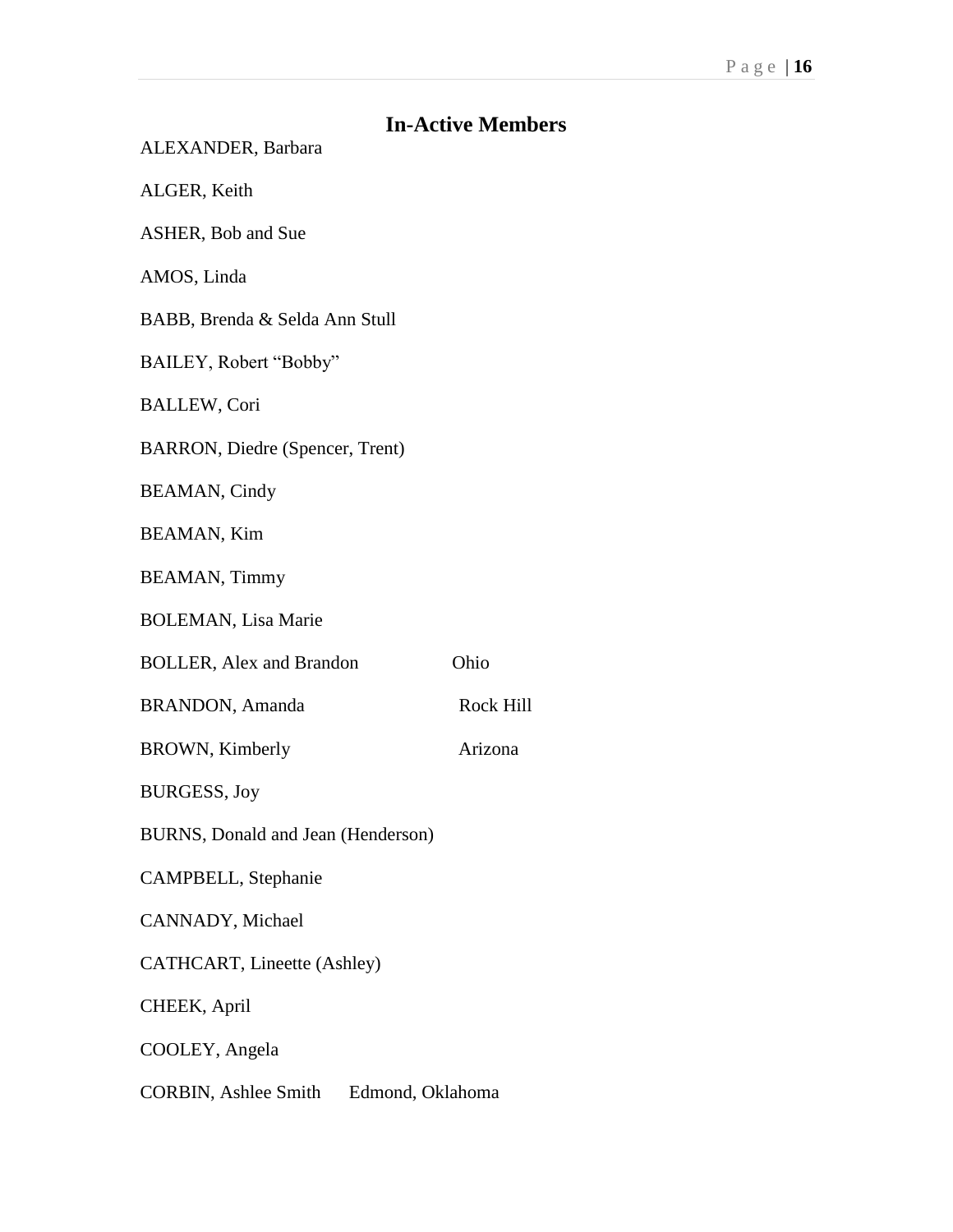## In-Active Members

ALEXANDER, Barbara

ALGER, Keith

ASHER, Bob and Sue

AMOS, Linda

BABB, Brenda & Selda Ann Stull

BAILEY, Robert "Bobby"

BALLEW, Cori

BARRON, Diedre (Spencer, Trent)

BEAMAN, Cindy

BEAMAN, Kim

BEAMAN, Timmy

BOLEMAN, Lisa Marie

BOLLER, Alex and Brandon Ohio

BRANDON, Amanda Rock Hill

BROWN, Kimberly Arizona

BURGESS, Joy

BURNS, Donald and Jean (Henderson)

CAMPBELL, Stephanie

CANNADY, Michael

CATHCART, Lineette (Ashley)

CHEEK, April

COOLEY, Angela

CORBIN, Ashlee Smith Edmond, Oklahoma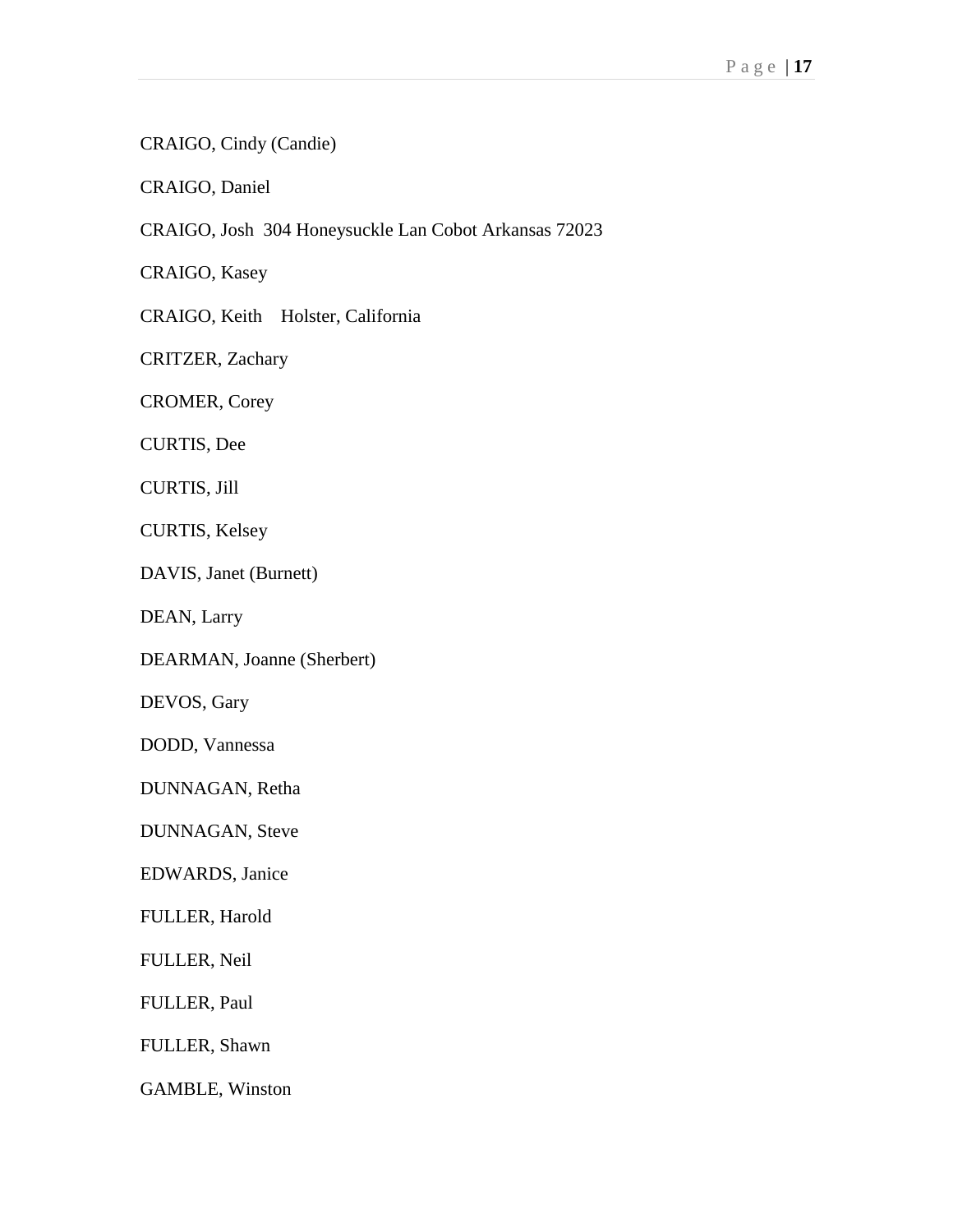CRAIGO, Cindy (Candie)

CRAIGO, Daniel

CRAIGO, Josh  304 Honeysuckle Lan Cobot Arkansas 72023

CRAIGO, Kasey

CRAIGO, Keith    Holster, California

CRITZER, Zachary

CROMER, Corey

CURTIS, Dee

CURTIS, Jill

CURTIS, Kelsey

DAVIS, Janet (Burnett)

DEAN, Larry

DEARMAN, Joanne (Sherbert)

DEVOS, Gary

DODD, Vannessa

DUNNAGAN, Retha

DUNNAGAN, Steve

EDWARDS, Janice

FULLER, Harold

FULLER, Neil

FULLER, Paul

FULLER, Shawn

GAMBLE, Winston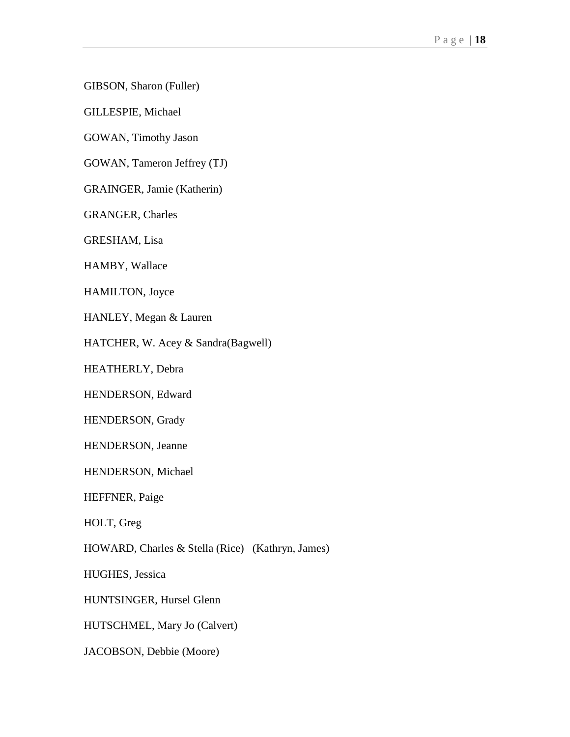GIBSON, Sharon (Fuller)

GILLESPIE, Michael

GOWAN, Timothy Jason

GOWAN, Tameron Jeffrey (TJ)

GRAINGER, Jamie (Katherin)

GRANGER, Charles

GRESHAM, Lisa

HAMBY, Wallace

HAMILTON, Joyce

HANLEY, Megan & Lauren

HATCHER, W. Acey & Sandra(Bagwell)

HEATHERLY, Debra

HENDERSON, Edward

HENDERSON, Grady

HENDERSON, Jeanne

HENDERSON, Michael

HEFFNER, Paige

HOLT, Greg

HOWARD, Charles & Stella (Rice)   (Kathryn, James)

HUGHES, Jessica

HUNTSINGER, Hursel Glenn

HUTSCHMEL, Mary Jo (Calvert)

JACOBSON, Debbie (Moore)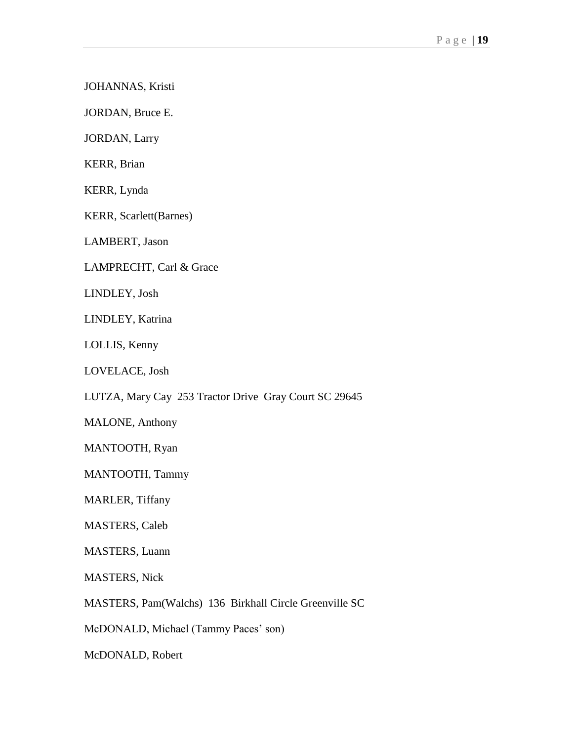JOHANNAS, Kristi

JORDAN, Bruce E.

JORDAN, Larry

KERR, Brian

KERR, Lynda

KERR, Scarlett(Barnes)

LAMBERT, Jason

LAMPRECHT, Carl & Grace

LINDLEY, Josh

LINDLEY, Katrina

LOLLIS, Kenny

LOVELACE, Josh

LUTZA, Mary Cay  253 Tractor Drive  Gray Court SC 29645

MALONE, Anthony

MANTOOTH, Ryan

MANTOOTH, Tammy

MARLER, Tiffany

MASTERS, Caleb

MASTERS, Luann

MASTERS, Nick

MASTERS, Pam(Walchs)  136  Birkhall Circle Greenville SC

McDONALD, Michael (Tammy Paces' son)

McDONALD, Robert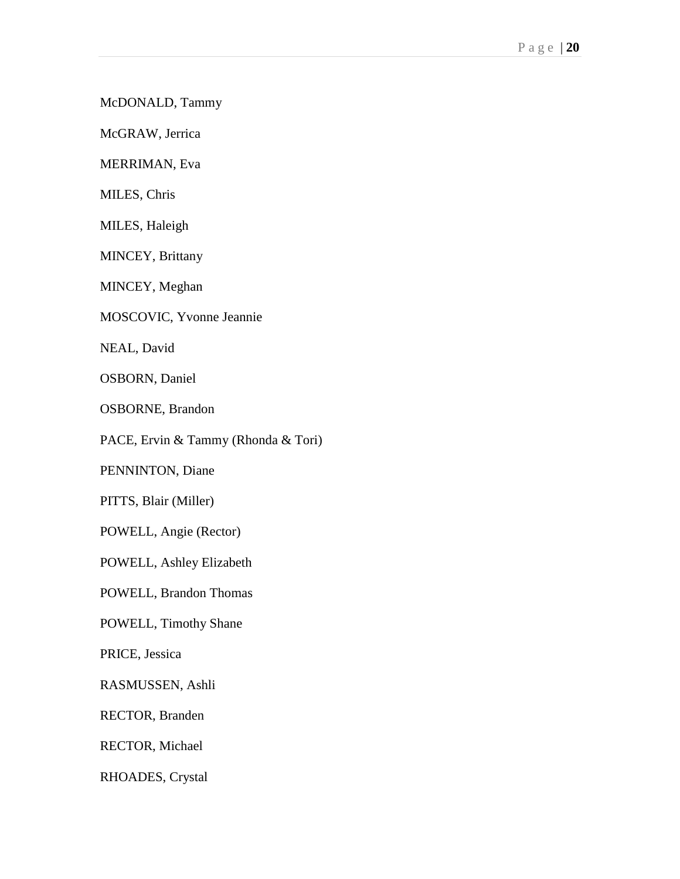McDONALD, Tammy

McGRAW, Jerrica

MERRIMAN, Eva

MILES, Chris

MILES, Haleigh

MINCEY, Brittany

MINCEY, Meghan

MOSCOVIC, Yvonne Jeannie

NEAL, David

OSBORN, Daniel

OSBORNE, Brandon

PACE, Ervin & Tammy (Rhonda & Tori)

PENNINTON, Diane

PITTS, Blair (Miller)

POWELL, Angie (Rector)

POWELL, Ashley Elizabeth

POWELL, Brandon Thomas

POWELL, Timothy Shane

PRICE, Jessica

RASMUSSEN, Ashli

RECTOR, Branden

RECTOR, Michael

RHOADES, Crystal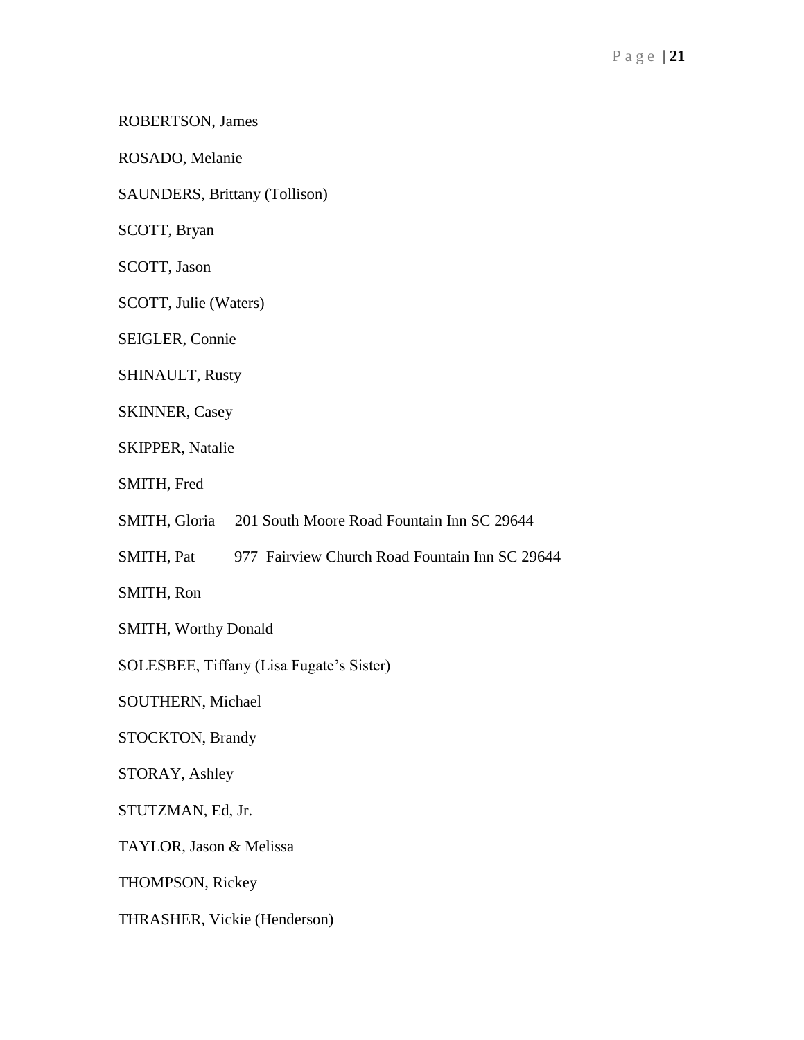ROBERTSON, James

ROSADO, Melanie

SAUNDERS, Brittany (Tollison)

SCOTT, Bryan

SCOTT, Jason

SCOTT, Julie (Waters)

SEIGLER, Connie

SHINAULT, Rusty

SKINNER, Casey

SKIPPER, Natalie

SMITH, Fred

SMITH, Gloria 201 South Moore Road Fountain Inn SC 29644

SMITH, Pat 977 Fairview Church Road Fountain Inn SC 29644

SMITH, Ron

SMITH, Worthy Donald

SOLESBEE, Tiffany (Lisa Fugate's Sister)

SOUTHERN, Michael

STOCKTON, Brandy

STORAY, Ashley

STUTZMAN, Ed, Jr.

TAYLOR, Jason & Melissa

THOMPSON, Rickey

THRASHER, Vickie (Henderson)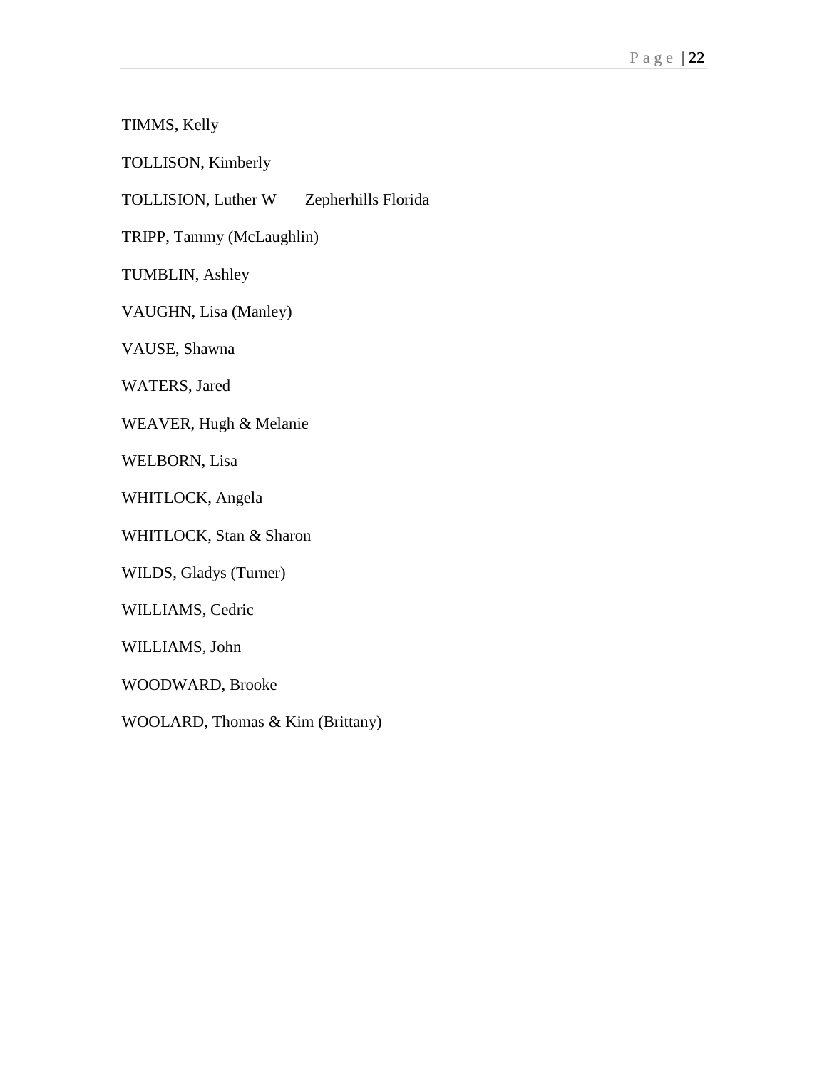TIMMS, Kelly

TOLLISON, Kimberly

TOLLISION, Luther W Zepherhills Florida

TRIPP, Tammy (McLaughlin)

TUMBLIN, Ashley

VAUGHN, Lisa (Manley)

VAUSE, Shawna

WATERS, Jared

WEAVER, Hugh & Melanie

WELBORN, Lisa

WHITLOCK, Angela

WHITLOCK, Stan & Sharon

WILDS, Gladys (Turner)

WILLIAMS, Cedric

WILLIAMS, John

WOODWARD, Brooke

WOOLARD, Thomas & Kim (Brittany)